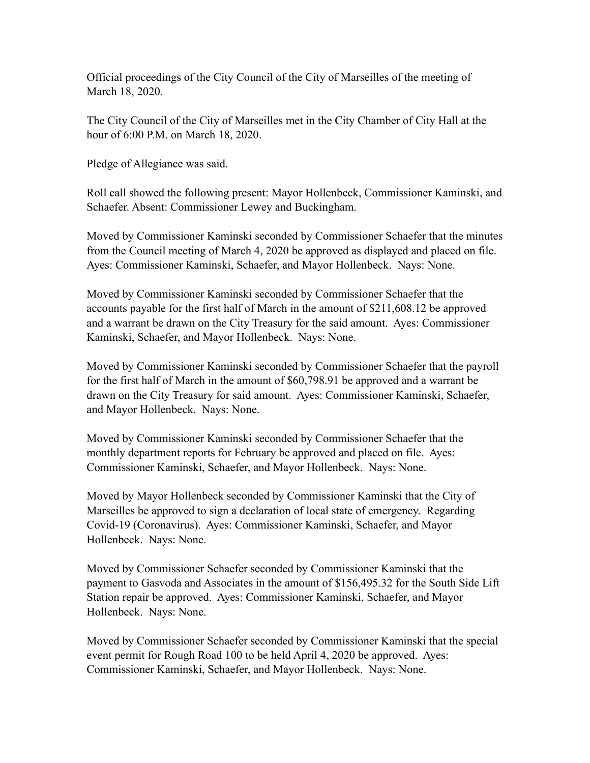Official proceedings of the City Council of the City of Marseilles of the meeting of March 18, 2020.

The City Council of the City of Marseilles met in the City Chamber of City Hall at the hour of 6:00 P.M. on March 18, 2020.

Pledge of Allegiance was said.

Roll call showed the following present: Mayor Hollenbeck, Commissioner Kaminski, and Schaefer. Absent: Commissioner Lewey and Buckingham.

Moved by Commissioner Kaminski seconded by Commissioner Schaefer that the minutes from the Council meeting of March 4, 2020 be approved as displayed and placed on file. Ayes: Commissioner Kaminski, Schaefer, and Mayor Hollenbeck. Nays: None.

Moved by Commissioner Kaminski seconded by Commissioner Schaefer that the accounts payable for the first half of March in the amount of $211,608.12 be approved and a warrant be drawn on the City Treasury for the said amount. Ayes: Commissioner Kaminski, Schaefer, and Mayor Hollenbeck. Nays: None.

Moved by Commissioner Kaminski seconded by Commissioner Schaefer that the payroll for the first half of March in the amount of $60,798.91 be approved and a warrant be drawn on the City Treasury for said amount. Ayes: Commissioner Kaminski, Schaefer, and Mayor Hollenbeck. Nays: None.

Moved by Commissioner Kaminski seconded by Commissioner Schaefer that the monthly department reports for February be approved and placed on file. Ayes: Commissioner Kaminski, Schaefer, and Mayor Hollenbeck. Nays: None.

Moved by Mayor Hollenbeck seconded by Commissioner Kaminski that the City of Marseilles be approved to sign a declaration of local state of emergency. Regarding Covid-19 (Coronavirus). Ayes: Commissioner Kaminski, Schaefer, and Mayor Hollenbeck. Nays: None.

Moved by Commissioner Schaefer seconded by Commissioner Kaminski that the payment to Gasvoda and Associates in the amount of $156,495.32 for the South Side Lift Station repair be approved. Ayes: Commissioner Kaminski, Schaefer, and Mayor Hollenbeck. Nays: None.

Moved by Commissioner Schaefer seconded by Commissioner Kaminski that the special event permit for Rough Road 100 to be held April 4, 2020 be approved. Ayes: Commissioner Kaminski, Schaefer, and Mayor Hollenbeck. Nays: None.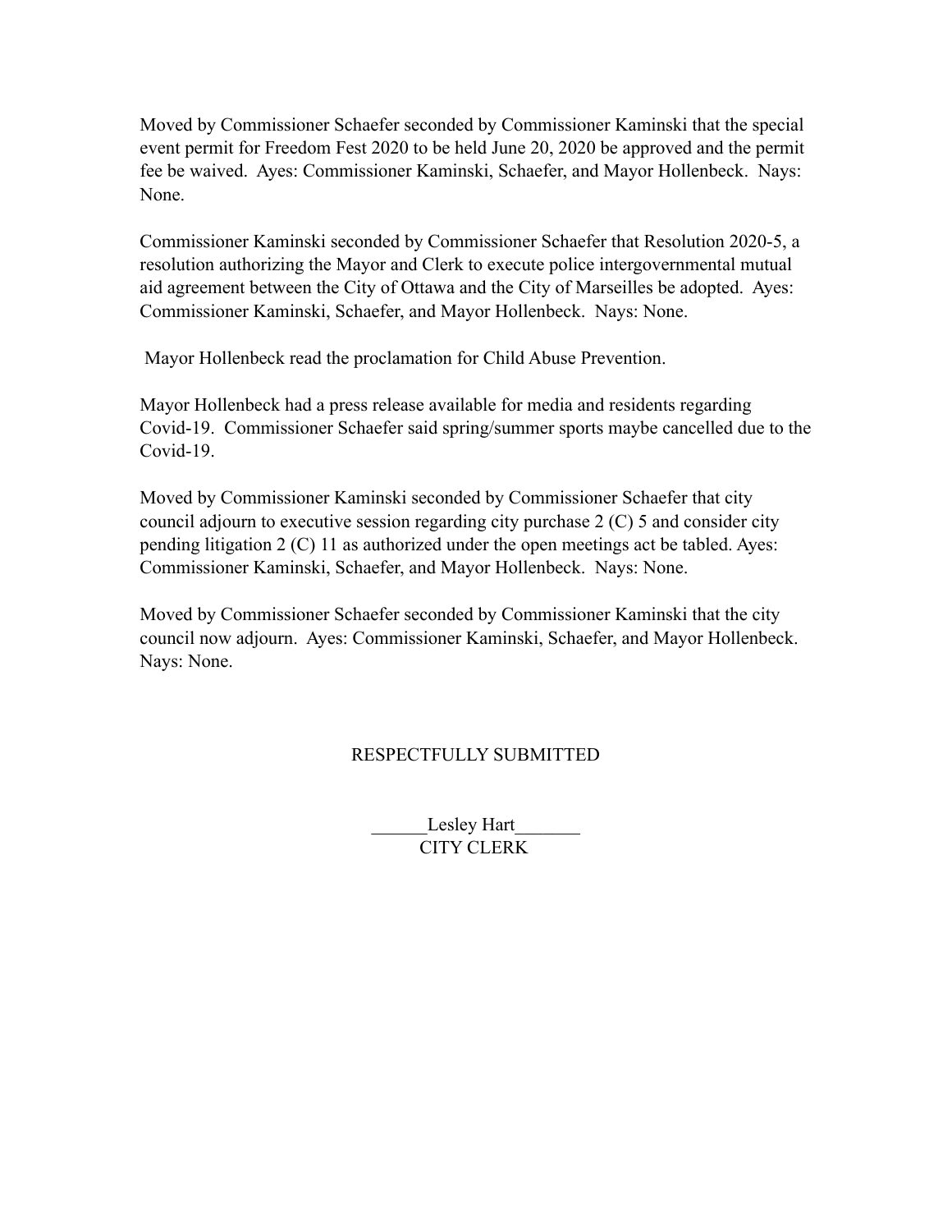Moved by Commissioner Schaefer seconded by Commissioner Kaminski that the special event permit for Freedom Fest 2020 to be held June 20, 2020 be approved and the permit fee be waived. Ayes: Commissioner Kaminski, Schaefer, and Mayor Hollenbeck. Nays: None.

Commissioner Kaminski seconded by Commissioner Schaefer that Resolution 2020-5, a resolution authorizing the Mayor and Clerk to execute police intergovernmental mutual aid agreement between the City of Ottawa and the City of Marseilles be adopted. Ayes: Commissioner Kaminski, Schaefer, and Mayor Hollenbeck. Nays: None.

Mayor Hollenbeck read the proclamation for Child Abuse Prevention.

Mayor Hollenbeck had a press release available for media and residents regarding Covid-19. Commissioner Schaefer said spring/summer sports maybe cancelled due to the Covid-19.

Moved by Commissioner Kaminski seconded by Commissioner Schaefer that city council adjourn to executive session regarding city purchase 2 (C) 5 and consider city pending litigation 2 (C) 11 as authorized under the open meetings act be tabled. Ayes: Commissioner Kaminski, Schaefer, and Mayor Hollenbeck. Nays: None.

Moved by Commissioner Schaefer seconded by Commissioner Kaminski that the city council now adjourn. Ayes: Commissioner Kaminski, Schaefer, and Mayor Hollenbeck. Nays: None.

RESPECTFULLY SUBMITTED

______Lesley Hart_______
CITY CLERK